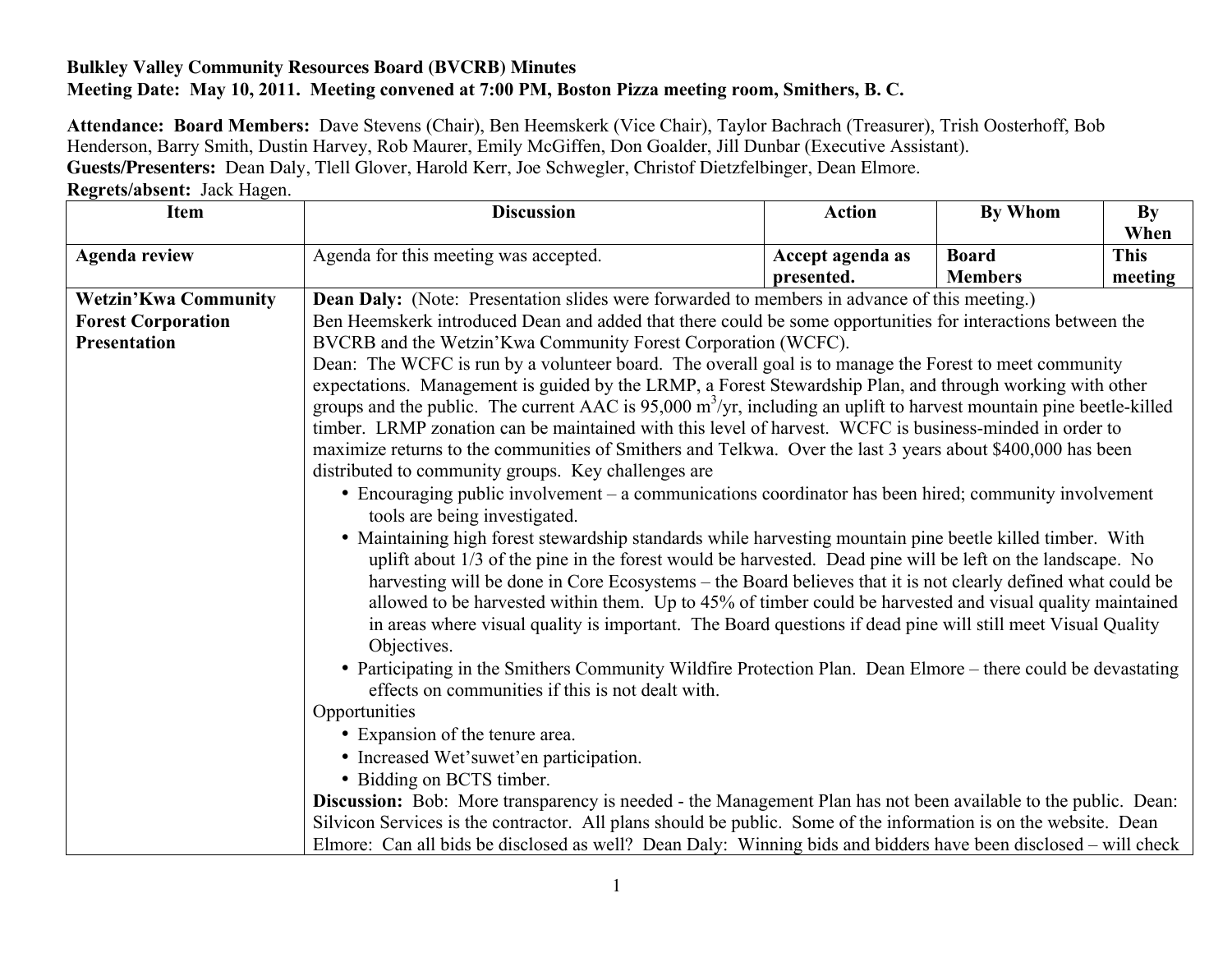**Bulkley Valley Community Resources Board (BVCRB) Minutes**
**Meeting Date: May 10, 2011. Meeting convened at 7:00 PM, Boston Pizza meeting room, Smithers, B. C.**

**Attendance: Board Members:** Dave Stevens (Chair), Ben Heemskerk (Vice Chair), Taylor Bachrach (Treasurer), Trish Oosterhoff, Bob Henderson, Barry Smith, Dustin Harvey, Rob Maurer, Emily McGiffen, Don Goalder, Jill Dunbar (Executive Assistant).
**Guests/Presenters:** Dean Daly, Tlell Glover, Harold Kerr, Joe Schwegler, Christof Dietzfelbinger, Dean Elmore.
**Regrets/absent:** Jack Hagen.

| Item | Discussion | Action | By Whom | By When |
|---|---|---|---|---|
| **Agenda review** | Agenda for this meeting was accepted. | **Accept agenda as presented.** | **Board Members** | **This meeting** |
| **Wetzin'Kwa Community Forest Corporation Presentation** | **Dean Daly:** (Note: Presentation slides were forwarded to members in advance of this meeting.)<br>Ben Heemskerk introduced Dean and added that there could be some opportunities for interactions between the BVCRB and the Wetzin'Kwa Community Forest Corporation (WCFC).<br>Dean: The WCFC is run by a volunteer board. The overall goal is to manage the Forest to meet community expectations. Management is guided by the LRMP, a Forest Stewardship Plan, and through working with other groups and the public. The current AAC is 95,000 $m^3$/yr, including an uplift to harvest mountain pine beetle-killed timber. LRMP zonation can be maintained with this level of harvest. WCFC is business-minded in order to maximize returns to the communities of Smithers and Telkwa. Over the last 3 years about $400,000 has been distributed to community groups. Key challenges are<br>• Encouraging public involvement – a communications coordinator has been hired; community involvement tools are being investigated.<br>• Maintaining high forest stewardship standards while harvesting mountain pine beetle killed timber. With uplift about 1/3 of the pine in the forest would be harvested. Dead pine will be left on the landscape. No harvesting will be done in Core Ecosystems – the Board believes that it is not clearly defined what could be allowed to be harvested within them. Up to 45% of timber could be harvested and visual quality maintained in areas where visual quality is important. The Board questions if dead pine will still meet Visual Quality Objectives.<br>• Participating in the Smithers Community Wildfire Protection Plan. Dean Elmore – there could be devastating effects on communities if this is not dealt with.<br>Opportunities<br>• Expansion of the tenure area.<br>• Increased Wet'suwet'en participation.<br>• Bidding on BCTS timber.<br>**Discussion:** Bob: More transparency is needed - the Management Plan has not been available to the public. Dean: Silvicon Services is the contractor. All plans should be public. Some of the information is on the website. Dean Elmore: Can all bids be disclosed as well? Dean Daly: Winning bids and bidders have been disclosed – will check | | | |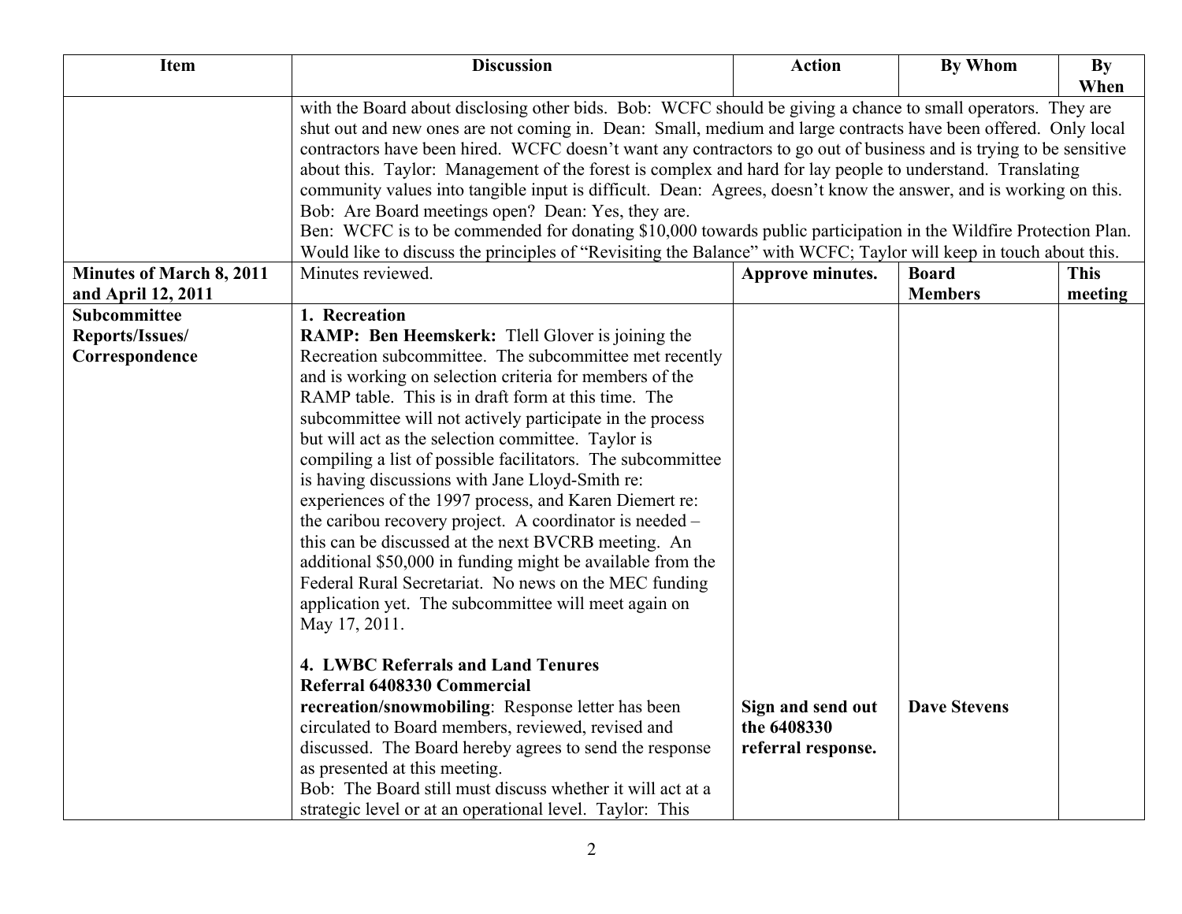| Item | Discussion | Action | By Whom | By When |
|---|---|---|---|---|
| | with the Board about disclosing other bids. Bob: WCFC should be giving a chance to small operators. They are shut out and new ones are not coming in. Dean: Small, medium and large contracts have been offered. Only local contractors have been hired. WCFC doesn't want any contractors to go out of business and is trying to be sensitive about this. Taylor: Management of the forest is complex and hard for lay people to understand. Translating community values into tangible input is difficult. Dean: Agrees, doesn't know the answer, and is working on this. Bob: Are Board meetings open? Dean: Yes, they are.<br>Ben: WCFC is to be commended for donating $10,000 towards public participation in the Wildfire Protection Plan. Would like to discuss the principles of "Revisiting the Balance" with WCFC; Taylor will keep in touch about this. | | | |
| **Minutes of March 8, 2011 and April 12, 2011** | Minutes reviewed. | **Approve minutes.** | **Board Members** | **This meeting** |
| **Subcommittee Reports/Issues/ Correspondence** | **1. Recreation**<br>**RAMP: Ben Heemskerk:** Tlell Glover is joining the Recreation subcommittee. The subcommittee met recently and is working on selection criteria for members of the RAMP table. This is in draft form at this time. The subcommittee will not actively participate in the process but will act as the selection committee. Taylor is compiling a list of possible facilitators. The subcommittee is having discussions with Jane Lloyd-Smith re: experiences of the 1997 process, and Karen Diemert re: the caribou recovery project. A coordinator is needed – this can be discussed at the next BVCRB meeting. An additional $50,000 in funding might be available from the Federal Rural Secretariat. No news on the MEC funding application yet. The subcommittee will meet again on May 17, 2011. | | | |
| | **4. LWBC Referrals and Land Tenures**<br>**Referral 6408330 Commercial recreation/snowmobiling**: Response letter has been circulated to Board members, reviewed, revised and discussed. The Board hereby agrees to send the response as presented at this meeting.<br>Bob: The Board still must discuss whether it will act at a strategic level or at an operational level. Taylor: This | **Sign and send out the 6408330 referral response.** | **Dave Stevens** | |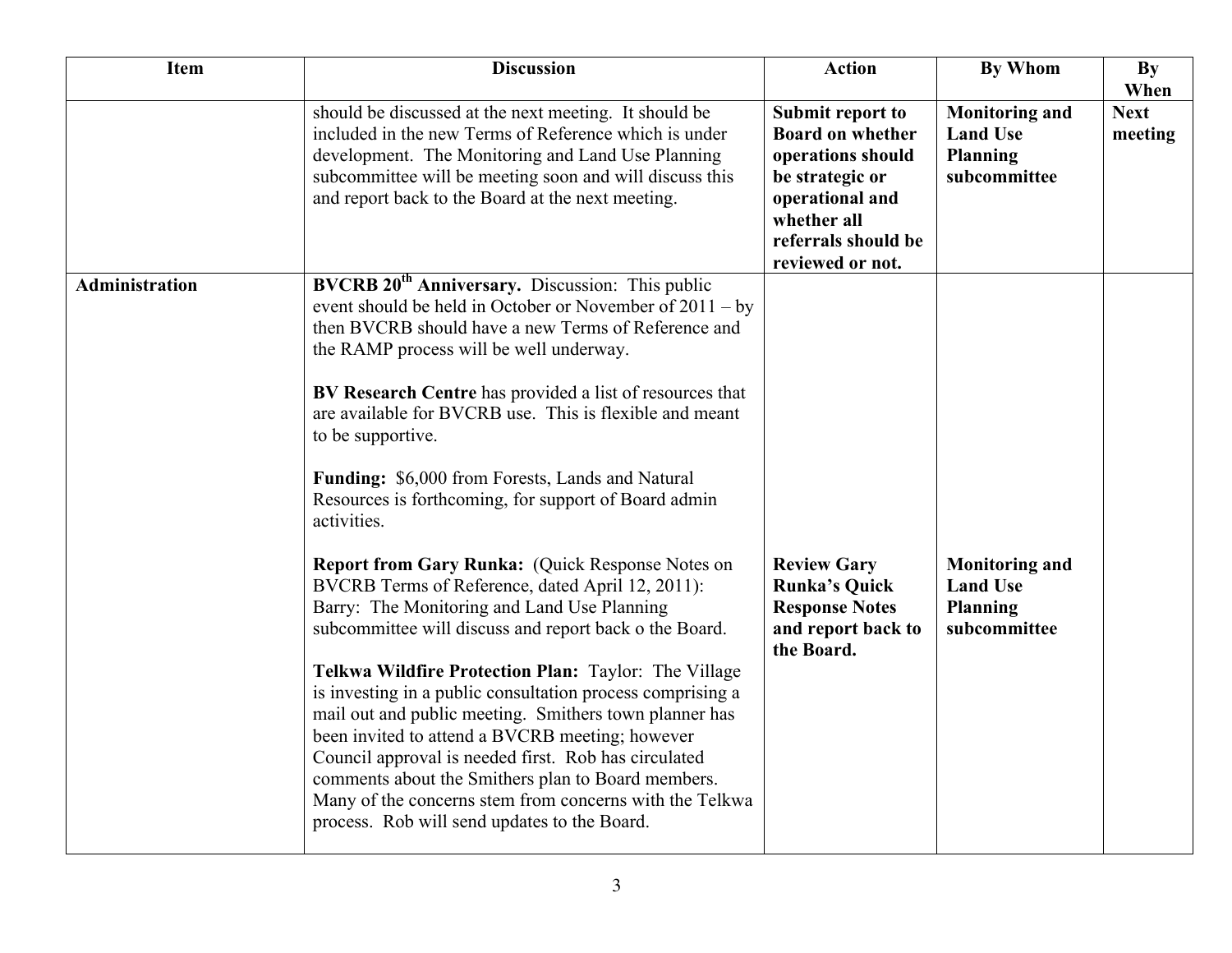| Item | Discussion | Action | By Whom | By When |
|---|---|---|---|---|
| | should be discussed at the next meeting. It should be included in the new Terms of Reference which is under development. The Monitoring and Land Use Planning subcommittee will be meeting soon and will discuss this and report back to the Board at the next meeting. | **Submit report to Board on whether operations should be strategic or operational and whether all referrals should be reviewed or not.** | **Monitoring and Land Use Planning subcommittee** | **Next meeting** |
| **Administration** | **BVCRB 20th Anniversary.** Discussion: This public event should be held in October or November of 2011 – by then BVCRB should have a new Terms of Reference and the RAMP process will be well underway.<br><br>**BV Research Centre** has provided a list of resources that are available for BVCRB use. This is flexible and meant to be supportive.<br><br>**Funding:** $6,000 from Forests, Lands and Natural Resources is forthcoming, for support of Board admin activities.<br><br>**Report from Gary Runka:** (Quick Response Notes on BVCRB Terms of Reference, dated April 12, 2011): Barry: The Monitoring and Land Use Planning subcommittee will discuss and report back o the Board.<br><br>**Telkwa Wildfire Protection Plan:** Taylor: The Village is investing in a public consultation process comprising a mail out and public meeting. Smithers town planner has been invited to attend a BVCRB meeting; however Council approval is needed first. Rob has circulated comments about the Smithers plan to Board members. Many of the concerns stem from concerns with the Telkwa process. Rob will send updates to the Board. | **Review Gary Runka's Quick Response Notes and report back to the Board.** | **Monitoring and Land Use Planning subcommittee** | |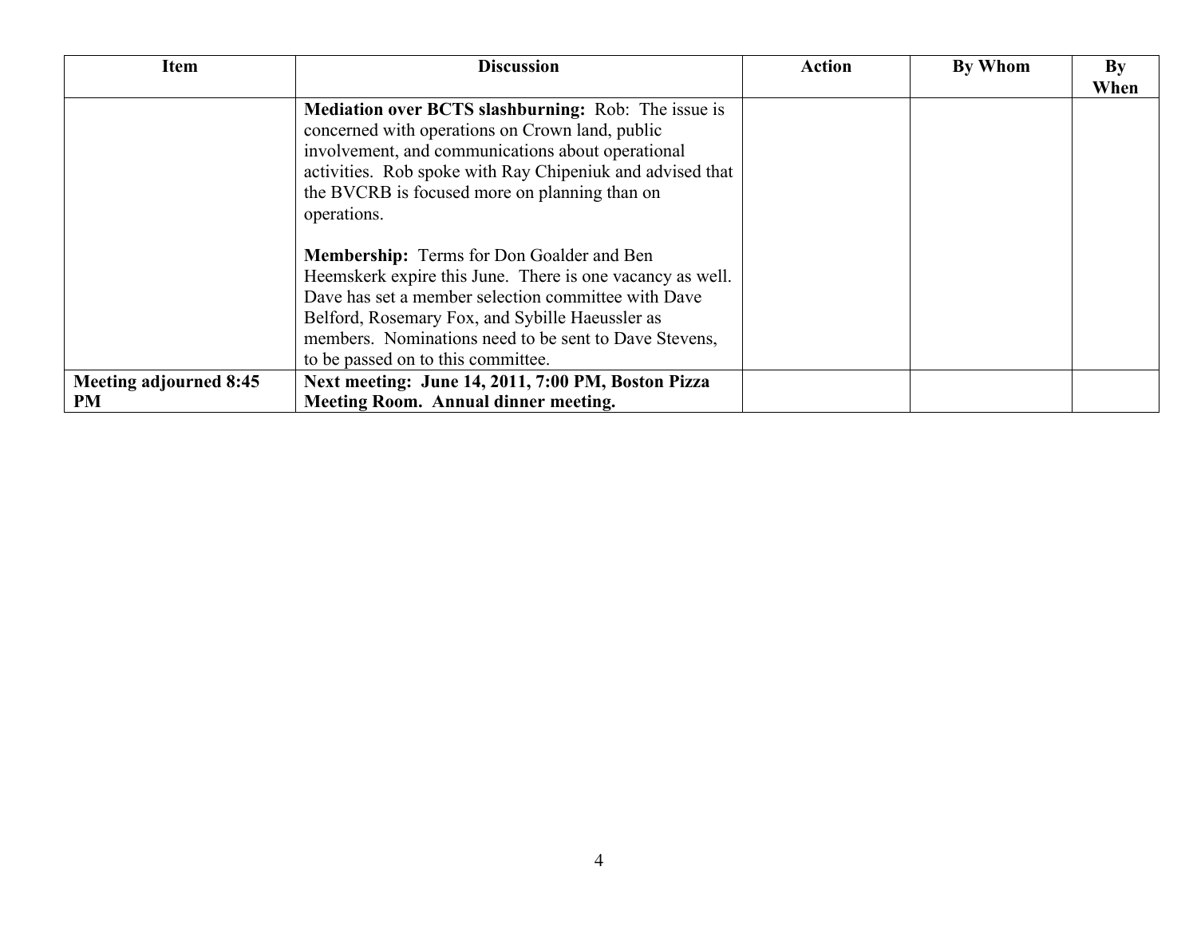| Item | Discussion | Action | By Whom | By When |
|---|---|---|---|---|
| | **Mediation over BCTS slashburning:** Rob: The issue is concerned with operations on Crown land, public involvement, and communications about operational activities. Rob spoke with Ray Chipeniuk and advised that the BVCRB is focused more on planning than on operations.<br><br>**Membership:** Terms for Don Goalder and Ben Heemskerk expire this June. There is one vacancy as well. Dave has set a member selection committee with Dave Belford, Rosemary Fox, and Sybille Haeussler as members. Nominations need to be sent to Dave Stevens, to be passed on to this committee. | | | |
| **Meeting adjourned 8:45 PM** | **Next meeting: June 14, 2011, 7:00 PM, Boston Pizza Meeting Room. Annual dinner meeting.** | | | |